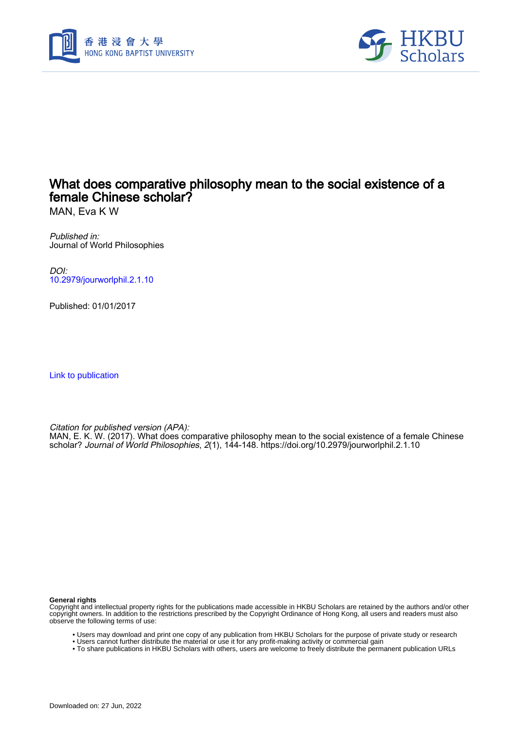# What does comparative philosophy mean to the social existence of a female Chinese scholar?

MAN, Eva K W

*Published in:*
Journal of World Philosophies

*DOI:*
10.2979/jourworlphil.2.1.10

Published: 01/01/2017

Link to publication

*Citation for published version (APA):*
MAN, E. K. W. (2017). What does comparative philosophy mean to the social existence of a female Chinese scholar? *Journal of World Philosophies*, *2*(1), 144-148. https://doi.org/10.2979/jourworlphil.2.1.10

**General rights**
Copyright and intellectual property rights for the publications made accessible in HKBU Scholars are retained by the authors and/or other copyright owners. In addition to the restrictions prescribed by the Copyright Ordinance of Hong Kong, all users and readers must also observe the following terms of use:

- Users may download and print one copy of any publication from HKBU Scholars for the purpose of private study or research
- Users cannot further distribute the material or use it for any profit-making activity or commercial gain
- To share publications in HKBU Scholars with others, users are welcome to freely distribute the permanent publication URLs

Downloaded on: 27 Jun, 2022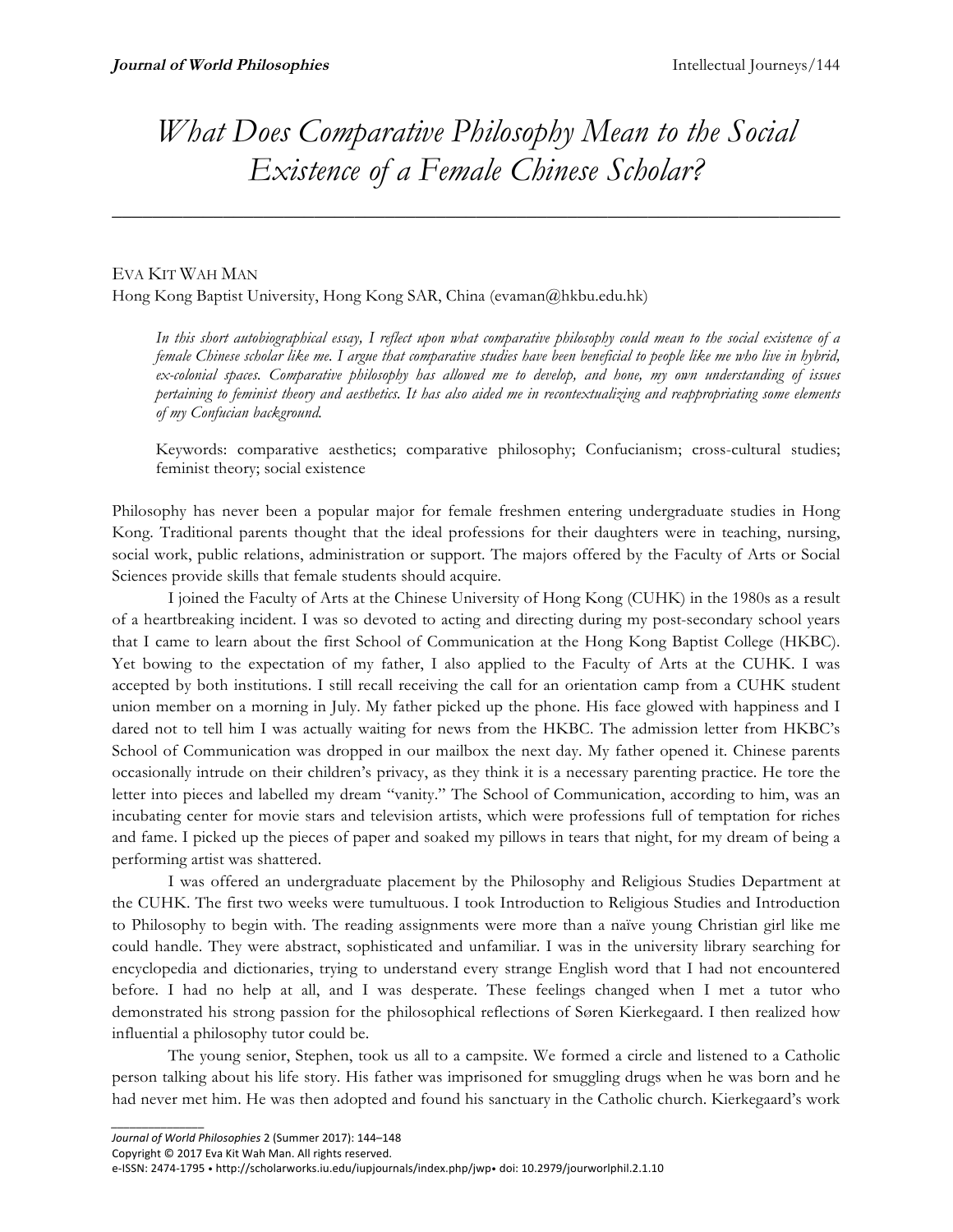# *What Does Comparative Philosophy Mean to the Social Existence of a Female Chinese Scholar?*

---

EVA KIT WAH MAN
Hong Kong Baptist University, Hong Kong SAR, China (evaman@hkbu.edu.hk)

> *In this short autobiographical essay, I reflect upon what comparative philosophy could mean to the social existence of a female Chinese scholar like me. I argue that comparative studies have been beneficial to people like me who live in hybrid, ex-colonial spaces. Comparative philosophy has allowed me to develop, and hone, my own understanding of issues pertaining to feminist theory and aesthetics. It has also aided me in recontextualizing and reappropriating some elements of my Confucian background.*
>
> Keywords: comparative aesthetics; comparative philosophy; Confucianism; cross-cultural studies; feminist theory; social existence

Philosophy has never been a popular major for female freshmen entering undergraduate studies in Hong Kong. Traditional parents thought that the ideal professions for their daughters were in teaching, nursing, social work, public relations, administration or support. The majors offered by the Faculty of Arts or Social Sciences provide skills that female students should acquire.

I joined the Faculty of Arts at the Chinese University of Hong Kong (CUHK) in the 1980s as a result of a heartbreaking incident. I was so devoted to acting and directing during my post-secondary school years that I came to learn about the first School of Communication at the Hong Kong Baptist College (HKBC). Yet bowing to the expectation of my father, I also applied to the Faculty of Arts at the CUHK. I was accepted by both institutions. I still recall receiving the call for an orientation camp from a CUHK student union member on a morning in July. My father picked up the phone. His face glowed with happiness and I dared not to tell him I was actually waiting for news from the HKBC. The admission letter from HKBC's School of Communication was dropped in our mailbox the next day. My father opened it. Chinese parents occasionally intrude on their children's privacy, as they think it is a necessary parenting practice. He tore the letter into pieces and labelled my dream "vanity." The School of Communication, according to him, was an incubating center for movie stars and television artists, which were professions full of temptation for riches and fame. I picked up the pieces of paper and soaked my pillows in tears that night, for my dream of being a performing artist was shattered.

I was offered an undergraduate placement by the Philosophy and Religious Studies Department at the CUHK. The first two weeks were tumultuous. I took Introduction to Religious Studies and Introduction to Philosophy to begin with. The reading assignments were more than a naïve young Christian girl like me could handle. They were abstract, sophisticated and unfamiliar. I was in the university library searching for encyclopedia and dictionaries, trying to understand every strange English word that I had not encountered before. I had no help at all, and I was desperate. These feelings changed when I met a tutor who demonstrated his strong passion for the philosophical reflections of Søren Kierkegaard. I then realized how influential a philosophy tutor could be.

The young senior, Stephen, took us all to a campsite. We formed a circle and listened to a Catholic person talking about his life story. His father was imprisoned for smuggling drugs when he was born and he had never met him. He was then adopted and found his sanctuary in the Catholic church. Kierkegaard's work

---

Copyright © 2017 Eva Kit Wah Man. All rights reserved.
e-ISSN: 2474-1795 • http://scholarworks.iu.edu/iupjournals/index.php/jwp• doi: 10.2979/jourworlphil.2.1.10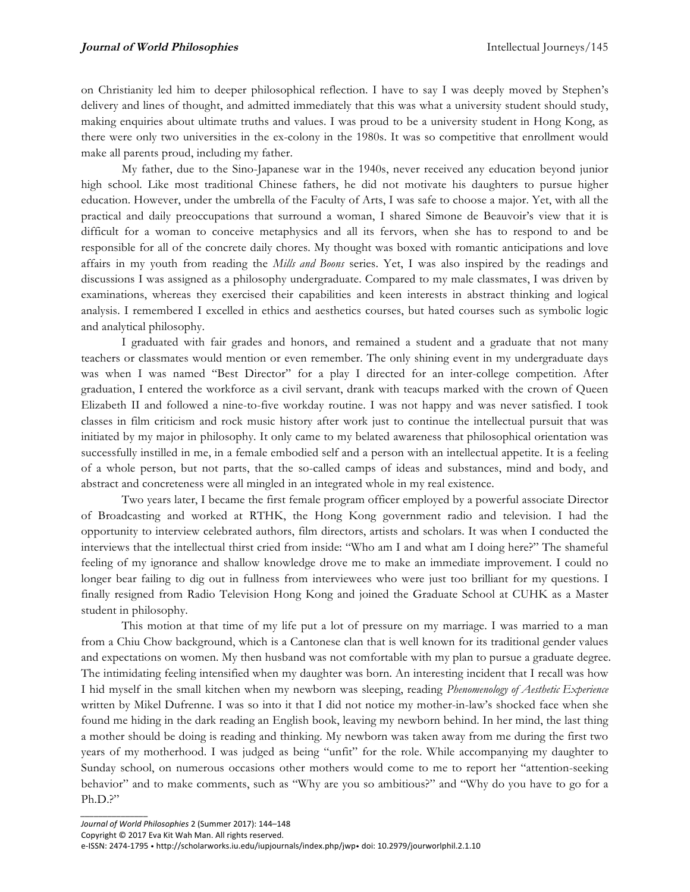on Christianity led him to deeper philosophical reflection. I have to say I was deeply moved by Stephen's delivery and lines of thought, and admitted immediately that this was what a university student should study, making enquiries about ultimate truths and values. I was proud to be a university student in Hong Kong, as there were only two universities in the ex-colony in the 1980s. It was so competitive that enrollment would make all parents proud, including my father.

My father, due to the Sino-Japanese war in the 1940s, never received any education beyond junior high school. Like most traditional Chinese fathers, he did not motivate his daughters to pursue higher education. However, under the umbrella of the Faculty of Arts, I was safe to choose a major. Yet, with all the practical and daily preoccupations that surround a woman, I shared Simone de Beauvoir's view that it is difficult for a woman to conceive metaphysics and all its fervors, when she has to respond to and be responsible for all of the concrete daily chores. My thought was boxed with romantic anticipations and love affairs in my youth from reading the *Mills and Boons* series. Yet, I was also inspired by the readings and discussions I was assigned as a philosophy undergraduate. Compared to my male classmates, I was driven by examinations, whereas they exercised their capabilities and keen interests in abstract thinking and logical analysis. I remembered I excelled in ethics and aesthetics courses, but hated courses such as symbolic logic and analytical philosophy.

I graduated with fair grades and honors, and remained a student and a graduate that not many teachers or classmates would mention or even remember. The only shining event in my undergraduate days was when I was named "Best Director" for a play I directed for an inter-college competition. After graduation, I entered the workforce as a civil servant, drank with teacups marked with the crown of Queen Elizabeth II and followed a nine-to-five workday routine. I was not happy and was never satisfied. I took classes in film criticism and rock music history after work just to continue the intellectual pursuit that was initiated by my major in philosophy. It only came to my belated awareness that philosophical orientation was successfully instilled in me, in a female embodied self and a person with an intellectual appetite. It is a feeling of a whole person, but not parts, that the so-called camps of ideas and substances, mind and body, and abstract and concreteness were all mingled in an integrated whole in my real existence.

Two years later, I became the first female program officer employed by a powerful associate Director of Broadcasting and worked at RTHK, the Hong Kong government radio and television. I had the opportunity to interview celebrated authors, film directors, artists and scholars. It was when I conducted the interviews that the intellectual thirst cried from inside: "Who am I and what am I doing here?" The shameful feeling of my ignorance and shallow knowledge drove me to make an immediate improvement. I could no longer bear failing to dig out in fullness from interviewees who were just too brilliant for my questions. I finally resigned from Radio Television Hong Kong and joined the Graduate School at CUHK as a Master student in philosophy.

This motion at that time of my life put a lot of pressure on my marriage. I was married to a man from a Chiu Chow background, which is a Cantonese clan that is well known for its traditional gender values and expectations on women. My then husband was not comfortable with my plan to pursue a graduate degree. The intimidating feeling intensified when my daughter was born. An interesting incident that I recall was how I hid myself in the small kitchen when my newborn was sleeping, reading *Phenomenology of Aesthetic Experience* written by Mikel Dufrenne. I was so into it that I did not notice my mother-in-law's shocked face when she found me hiding in the dark reading an English book, leaving my newborn behind. In her mind, the last thing a mother should be doing is reading and thinking. My newborn was taken away from me during the first two years of my motherhood. I was judged as being "unfit" for the role. While accompanying my daughter to Sunday school, on numerous occasions other mothers would come to me to report her "attention-seeking behavior" and to make comments, such as "Why are you so ambitious?" and "Why do you have to go for a Ph.D.?"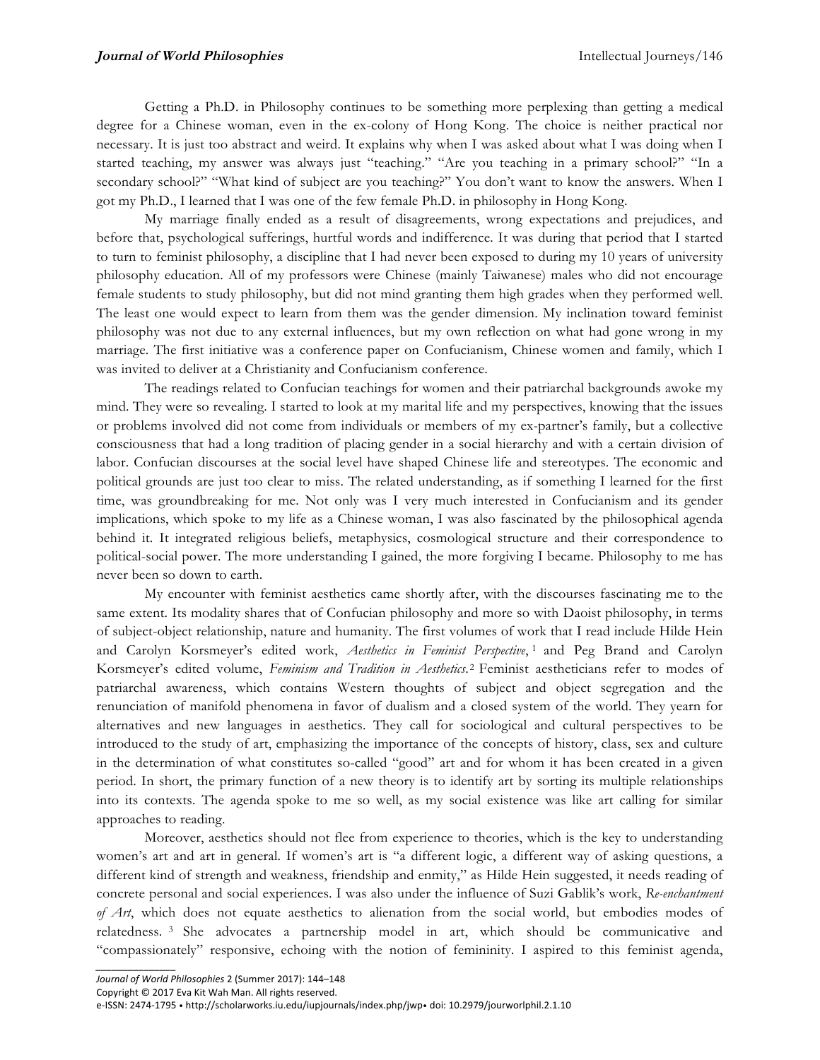Getting a Ph.D. in Philosophy continues to be something more perplexing than getting a medical degree for a Chinese woman, even in the ex-colony of Hong Kong. The choice is neither practical nor necessary. It is just too abstract and weird. It explains why when I was asked about what I was doing when I started teaching, my answer was always just "teaching." "Are you teaching in a primary school?" "In a secondary school?" "What kind of subject are you teaching?" You don't want to know the answers. When I got my Ph.D., I learned that I was one of the few female Ph.D. in philosophy in Hong Kong.

My marriage finally ended as a result of disagreements, wrong expectations and prejudices, and before that, psychological sufferings, hurtful words and indifference. It was during that period that I started to turn to feminist philosophy, a discipline that I had never been exposed to during my 10 years of university philosophy education. All of my professors were Chinese (mainly Taiwanese) males who did not encourage female students to study philosophy, but did not mind granting them high grades when they performed well. The least one would expect to learn from them was the gender dimension. My inclination toward feminist philosophy was not due to any external influences, but my own reflection on what had gone wrong in my marriage. The first initiative was a conference paper on Confucianism, Chinese women and family, which I was invited to deliver at a Christianity and Confucianism conference.

The readings related to Confucian teachings for women and their patriarchal backgrounds awoke my mind. They were so revealing. I started to look at my marital life and my perspectives, knowing that the issues or problems involved did not come from individuals or members of my ex-partner's family, but a collective consciousness that had a long tradition of placing gender in a social hierarchy and with a certain division of labor. Confucian discourses at the social level have shaped Chinese life and stereotypes. The economic and political grounds are just too clear to miss. The related understanding, as if something I learned for the first time, was groundbreaking for me. Not only was I very much interested in Confucianism and its gender implications, which spoke to my life as a Chinese woman, I was also fascinated by the philosophical agenda behind it. It integrated religious beliefs, metaphysics, cosmological structure and their correspondence to political-social power. The more understanding I gained, the more forgiving I became. Philosophy to me has never been so down to earth.

My encounter with feminist aesthetics came shortly after, with the discourses fascinating me to the same extent. Its modality shares that of Confucian philosophy and more so with Daoist philosophy, in terms of subject-object relationship, nature and humanity. The first volumes of work that I read include Hilde Hein and Carolyn Korsmeyer's edited work, *Aesthetics in Feminist Perspective*,[1] and Peg Brand and Carolyn Korsmeyer's edited volume, *Feminism and Tradition in Aesthetics*.[2] Feminist aestheticians refer to modes of patriarchal awareness, which contains Western thoughts of subject and object segregation and the renunciation of manifold phenomena in favor of dualism and a closed system of the world. They yearn for alternatives and new languages in aesthetics. They call for sociological and cultural perspectives to be introduced to the study of art, emphasizing the importance of the concepts of history, class, sex and culture in the determination of what constitutes so-called "good" art and for whom it has been created in a given period. In short, the primary function of a new theory is to identify art by sorting its multiple relationships into its contexts. The agenda spoke to me so well, as my social existence was like art calling for similar approaches to reading.

Moreover, aesthetics should not flee from experience to theories, which is the key to understanding women's art and art in general. If women's art is "a different logic, a different way of asking questions, a different kind of strength and weakness, friendship and enmity," as Hilde Hein suggested, it needs reading of concrete personal and social experiences. I was also under the influence of Suzi Gablik's work, *Re-enchantment of Art*, which does not equate aesthetics to alienation from the social world, but embodies modes of relatedness.[3] She advocates a partnership model in art, which should be communicative and "compassionately" responsive, echoing with the notion of femininity. I aspired to this feminist agenda,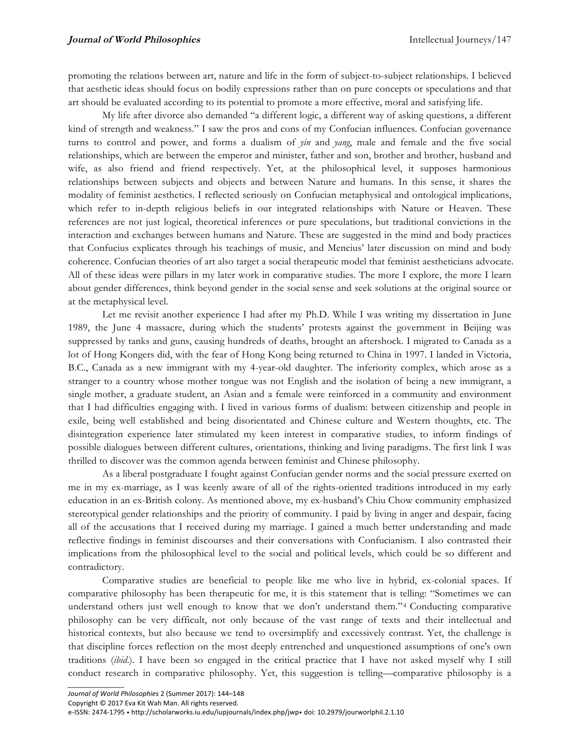promoting the relations between art, nature and life in the form of subject-to-subject relationships. I believed that aesthetic ideas should focus on bodily expressions rather than on pure concepts or speculations and that art should be evaluated according to its potential to promote a more effective, moral and satisfying life.

My life after divorce also demanded "a different logic, a different way of asking questions, a different kind of strength and weakness." I saw the pros and cons of my Confucian influences. Confucian governance turns to control and power, and forms a dualism of *yin* and *yang*, male and female and the five social relationships, which are between the emperor and minister, father and son, brother and brother, husband and wife, as also friend and friend respectively. Yet, at the philosophical level, it supposes harmonious relationships between subjects and objects and between Nature and humans. In this sense, it shares the modality of feminist aesthetics. I reflected seriously on Confucian metaphysical and ontological implications, which refer to in-depth religious beliefs in our integrated relationships with Nature or Heaven. These references are not just logical, theoretical inferences or pure speculations, but traditional convictions in the interaction and exchanges between humans and Nature. These are suggested in the mind and body practices that Confucius explicates through his teachings of music, and Mencius' later discussion on mind and body coherence. Confucian theories of art also target a social therapeutic model that feminist aestheticians advocate. All of these ideas were pillars in my later work in comparative studies. The more I explore, the more I learn about gender differences, think beyond gender in the social sense and seek solutions at the original source or at the metaphysical level.

Let me revisit another experience I had after my Ph.D. While I was writing my dissertation in June 1989, the June 4 massacre, during which the students' protests against the government in Beijing was suppressed by tanks and guns, causing hundreds of deaths, brought an aftershock. I migrated to Canada as a lot of Hong Kongers did, with the fear of Hong Kong being returned to China in 1997. I landed in Victoria, B.C., Canada as a new immigrant with my 4-year-old daughter. The inferiority complex, which arose as a stranger to a country whose mother tongue was not English and the isolation of being a new immigrant, a single mother, a graduate student, an Asian and a female were reinforced in a community and environment that I had difficulties engaging with. I lived in various forms of dualism: between citizenship and people in exile, being well established and being disorientated and Chinese culture and Western thoughts, etc. The disintegration experience later stimulated my keen interest in comparative studies, to inform findings of possible dialogues between different cultures, orientations, thinking and living paradigms. The first link I was thrilled to discover was the common agenda between feminist and Chinese philosophy.

As a liberal postgraduate I fought against Confucian gender norms and the social pressure exerted on me in my ex-marriage, as I was keenly aware of all of the rights-oriented traditions introduced in my early education in an ex-British colony. As mentioned above, my ex-husband's Chiu Chow community emphasized stereotypical gender relationships and the priority of community. I paid by living in anger and despair, facing all of the accusations that I received during my marriage. I gained a much better understanding and made reflective findings in feminist discourses and their conversations with Confucianism. I also contrasted their implications from the philosophical level to the social and political levels, which could be so different and contradictory.

Comparative studies are beneficial to people like me who live in hybrid, ex-colonial spaces. If comparative philosophy has been therapeutic for me, it is this statement that is telling: "Sometimes we can understand others just well enough to know that we don't understand them."[4] Conducting comparative philosophy can be very difficult, not only because of the vast range of texts and their intellectual and historical contexts, but also because we tend to oversimplify and excessively contrast. Yet, the challenge is that discipline forces reflection on the most deeply entrenched and unquestioned assumptions of one's own traditions (*ibid*.). I have been so engaged in the critical practice that I have not asked myself why I still conduct research in comparative philosophy. Yet, this suggestion is telling—comparative philosophy is a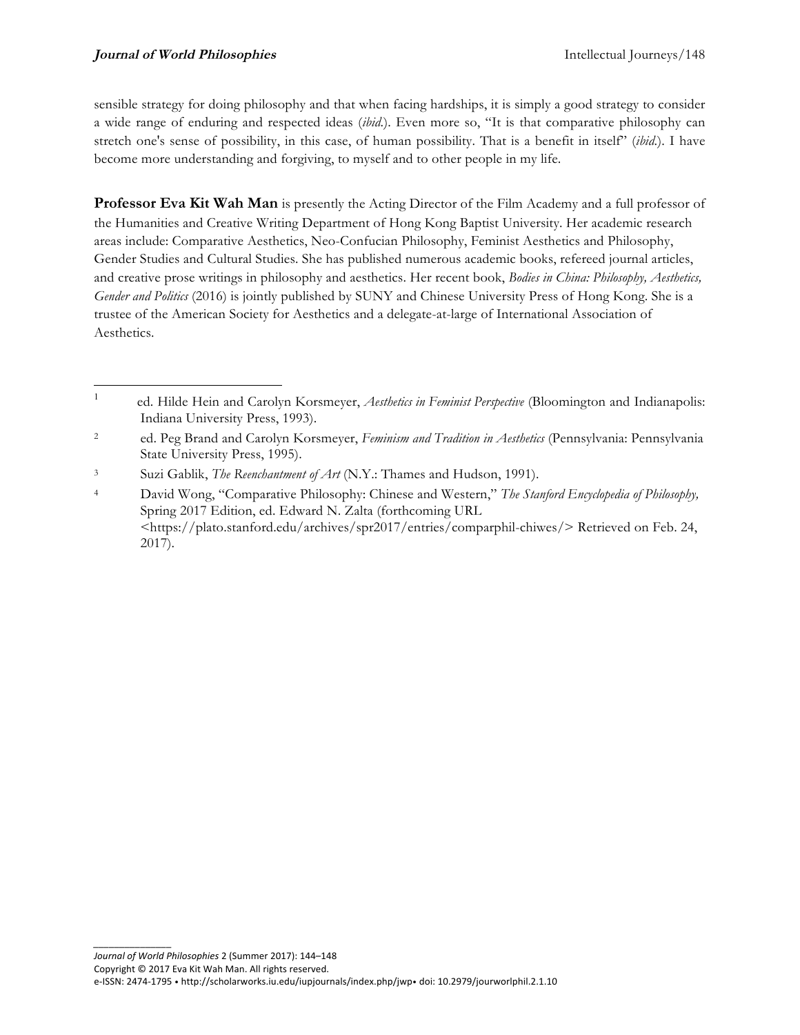sensible strategy for doing philosophy and that when facing hardships, it is simply a good strategy to consider a wide range of enduring and respected ideas (*ibid.*). Even more so, "It is that comparative philosophy can stretch one's sense of possibility, in this case, of human possibility. That is a benefit in itself" (*ibid.*). I have become more understanding and forgiving, to myself and to other people in my life.

**Professor Eva Kit Wah Man** is presently the Acting Director of the Film Academy and a full professor of the Humanities and Creative Writing Department of Hong Kong Baptist University. Her academic research areas include: Comparative Aesthetics, Neo-Confucian Philosophy, Feminist Aesthetics and Philosophy, Gender Studies and Cultural Studies. She has published numerous academic books, refereed journal articles, and creative prose writings in philosophy and aesthetics. Her recent book, *Bodies in China: Philosophy, Aesthetics, Gender and Politics* (2016) is jointly published by SUNY and Chinese University Press of Hong Kong. She is a trustee of the American Society for Aesthetics and a delegate-at-large of International Association of Aesthetics.

---

[1] ed. Hilde Hein and Carolyn Korsmeyer, *Aesthetics in Feminist Perspective* (Bloomington and Indianapolis: Indiana University Press, 1993).

[2] ed. Peg Brand and Carolyn Korsmeyer, *Feminism and Tradition in Aesthetics* (Pennsylvania: Pennsylvania State University Press, 1995).

[3] Suzi Gablik, *The Reenchantment of Art* (N.Y.: Thames and Hudson, 1991).

[4] David Wong, "Comparative Philosophy: Chinese and Western," *The Stanford Encyclopedia of Philosophy,* Spring 2017 Edition, ed. Edward N. Zalta (forthcoming URL <https://plato.stanford.edu/archives/spr2017/entries/comparphil-chiwes/> Retrieved on Feb. 24, 2017).

Copyright © 2017 Eva Kit Wah Man. All rights reserved.
e-ISSN: 2474-1795 • http://scholarworks.iu.edu/iupjournals/index.php/jwp• doi: 10.2979/jourworlphil.2.1.10